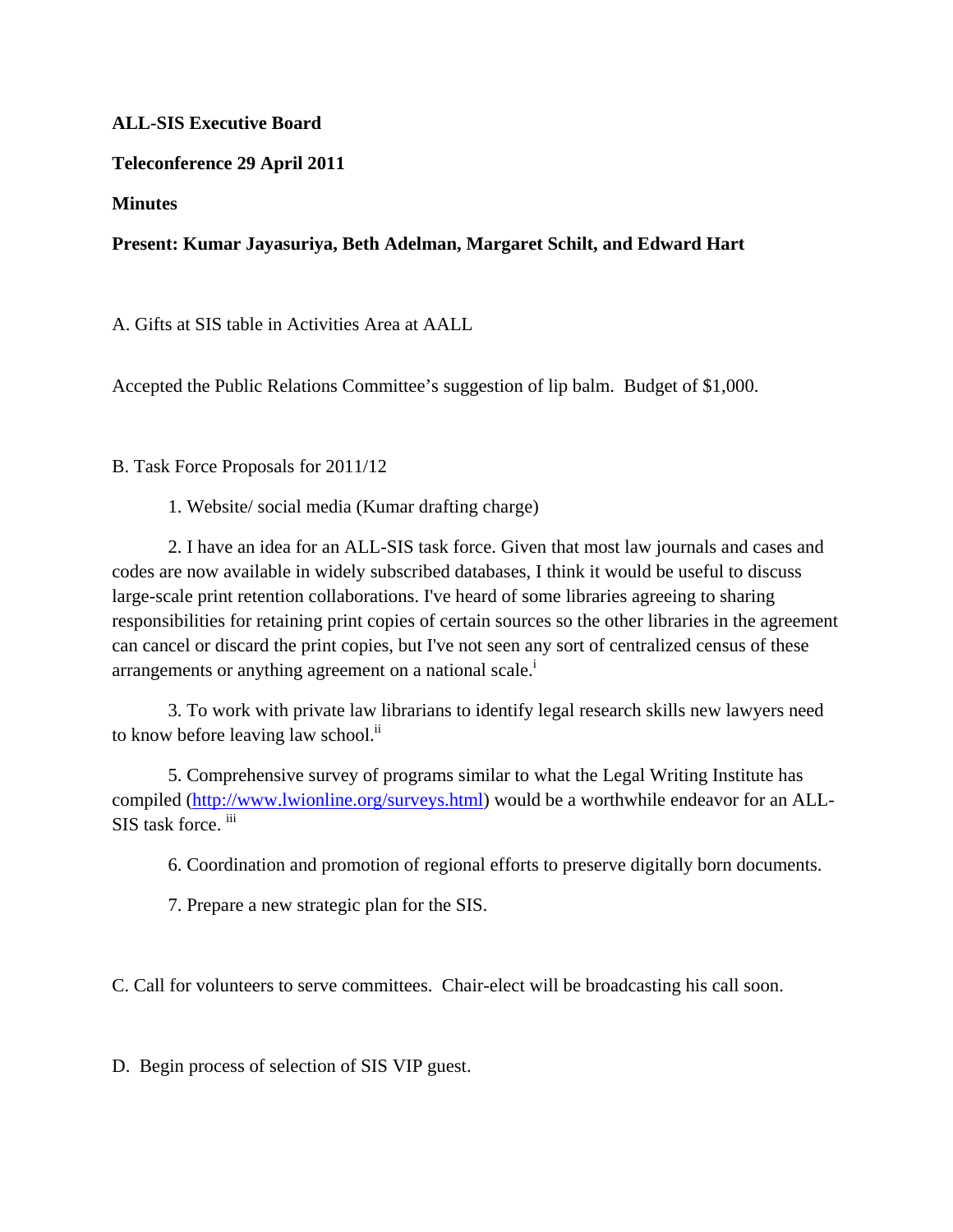**ALL-SIS Executive Board**

**Teleconference 29 April 2011**

**Minutes**

**Present: Kumar Jayasuriya, Beth Adelman, Margaret Schilt, and Edward Hart**

A. Gifts at SIS table in Activities Area at AALL

Accepted the Public Relations Committee's suggestion of lip balm. Budget of $1,000.

B. Task Force Proposals for 2011/12

1. Website/ social media (Kumar drafting charge)

2. I have an idea for an ALL-SIS task force. Given that most law journals and cases and codes are now available in widely subscribed databases, I think it would be useful to discuss large-scale print retention collaborations. I've heard of some libraries agreeing to sharing responsibilities for retaining print copies of certain sources so the other libraries in the agreement can cancel or discard the print copies, but I've not seen any sort of centralized census of these arrangements or anything agreement on a national scale.[i]

3. To work with private law librarians to identify legal research skills new lawyers need to know before leaving law school.[ii]

5. Comprehensive survey of programs similar to what the Legal Writing Institute has compiled (http://www.lwionline.org/surveys.html) would be a worthwhile endeavor for an ALL-SIS task force. [iii]

6. Coordination and promotion of regional efforts to preserve digitally born documents.

7. Prepare a new strategic plan for the SIS.

C. Call for volunteers to serve committees. Chair-elect will be broadcasting his call soon.

D. Begin process of selection of SIS VIP guest.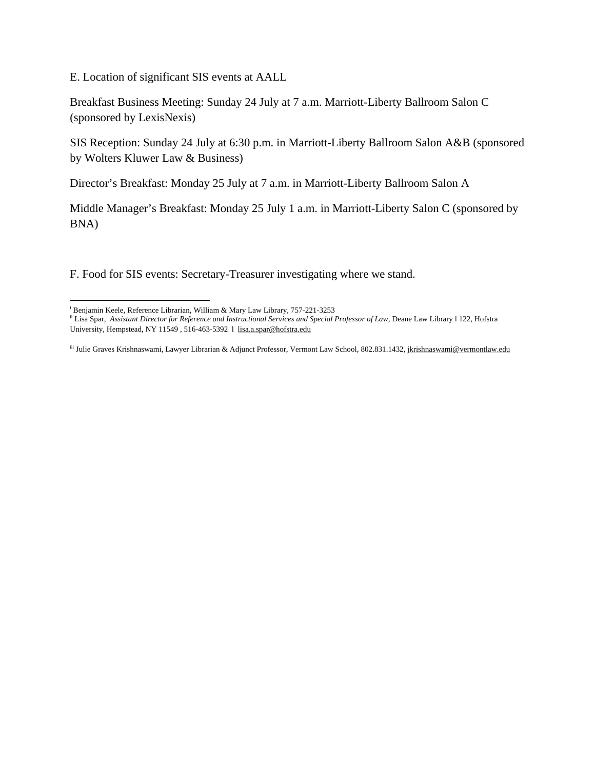E. Location of significant SIS events at AALL

Breakfast Business Meeting: Sunday 24 July at 7 a.m. Marriott-Liberty Ballroom Salon C (sponsored by LexisNexis)

SIS Reception: Sunday 24 July at 6:30 p.m. in Marriott-Liberty Ballroom Salon A&B (sponsored by Wolters Kluwer Law & Business)

Director's Breakfast: Monday 25 July at 7 a.m. in Marriott-Liberty Ballroom Salon A

Middle Manager's Breakfast: Monday 25 July 1 a.m. in Marriott-Liberty Salon C (sponsored by BNA)

F. Food for SIS events: Secretary-Treasurer investigating where we stand.

---

[i] Benjamin Keele, Reference Librarian, William & Mary Law Library, 757-221-3253

[ii] Lisa Spar, *Assistant Director for Reference and Instructional Services and Special Professor of Law,* Deane Law Library l 122, Hofstra University, Hempstead, NY 11549 , 516-463-5392 l lisa.a.spar@hofstra.edu

[iii] Julie Graves Krishnaswami, Lawyer Librarian & Adjunct Professor, Vermont Law School, 802.831.1432, jkrishnaswami@vermontlaw.edu